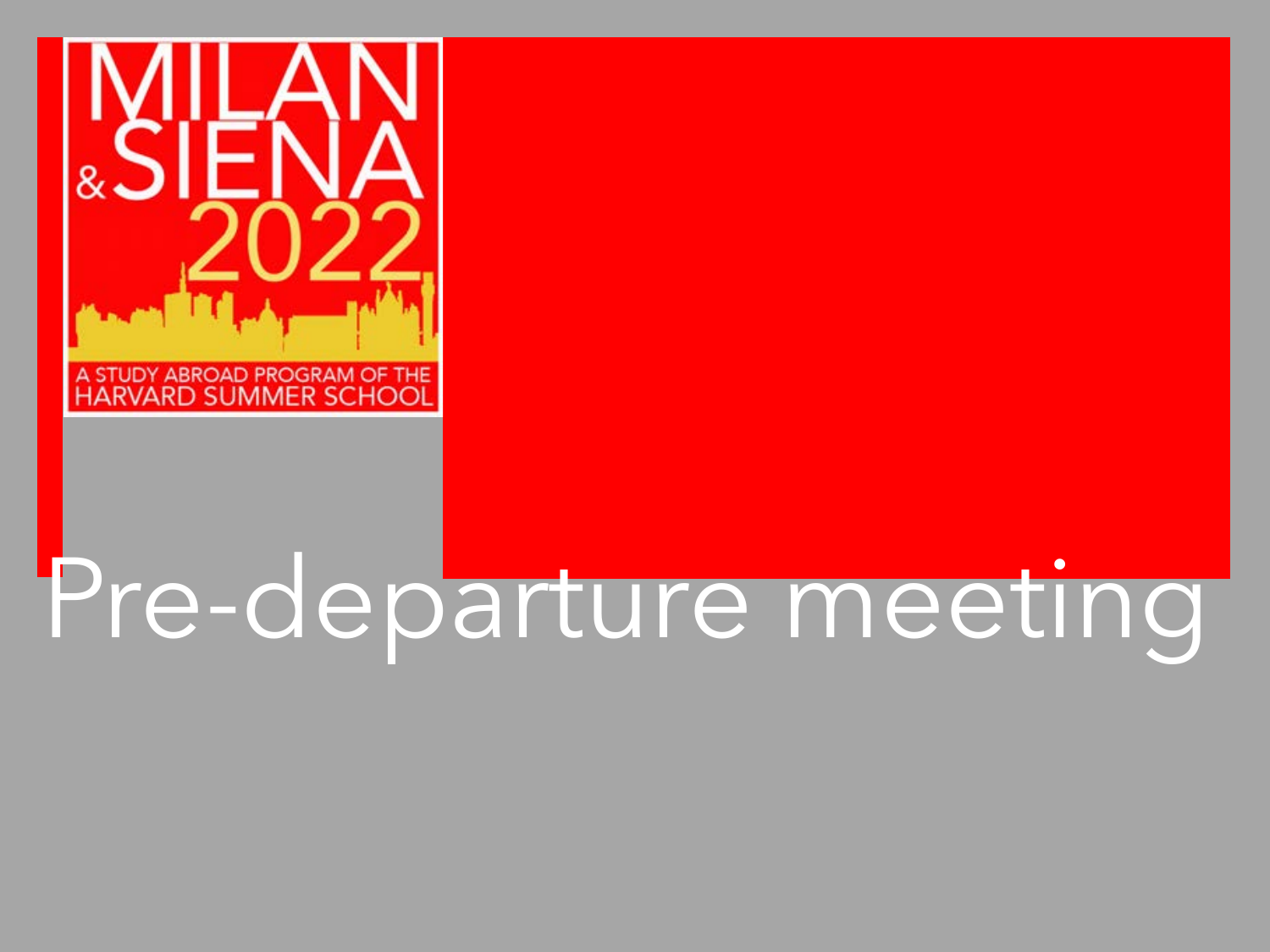MILAN & SIENA 2022

A STUDY ABROAD PROGRAM OF THE HARVARD SUMMER SCHOOL

# Pre-departure meeting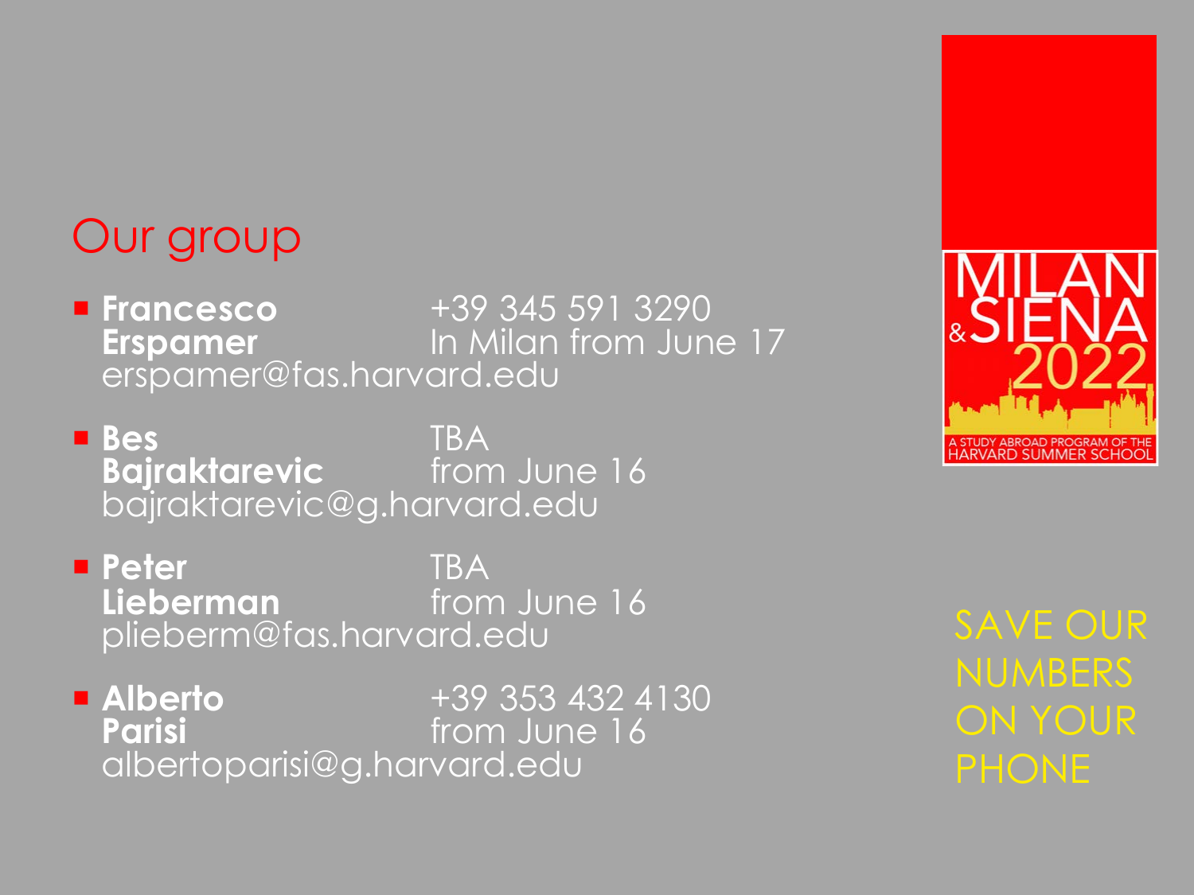# Our group

- **Francesco Erspamer** +39 345 591 3290 In Milan from June 17
  erspamer@fas.harvard.edu
- **Bes Bajraktarevic** TBA from June 16
  bajraktarevic@g.harvard.edu
- **Peter Lieberman** TBA from June 16
  plieberm@fas.harvard.edu
- **Alberto Parisi** +39 353 432 4130 from June 16
  albertoparisi@g.harvard.edu

MILAN & SIENA 2022

A STUDY ABROAD PROGRAM OF THE HARVARD SUMMER SCHOOL

SAVE OUR NUMBERS ON YOUR PHONE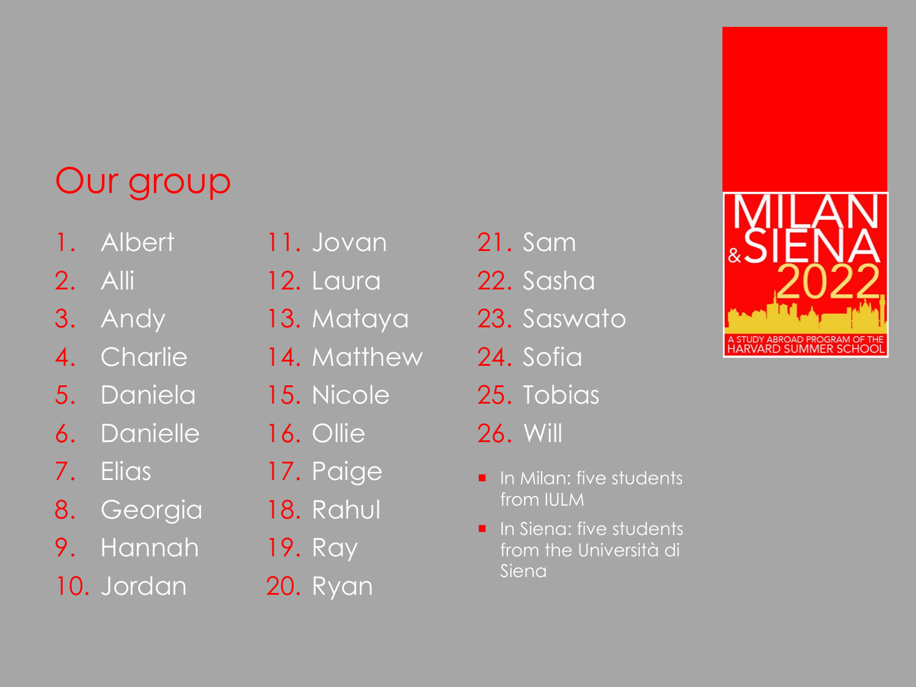# Our group

1. Albert
2. Alli
3. Andy
4. Charlie
5. Daniela
6. Danielle
7. Elias
8. Georgia
9. Hannah
10. Jordan
11. Jovan
12. Laura
13. Mataya
14. Matthew
15. Nicole
16. Ollie
17. Paige
18. Rahul
19. Ray
20. Ryan
21. Sam
22. Sasha
23. Saswato
24. Sofia
25. Tobias
26. Will

- In Milan: five students from IULM
- In Siena: five students from the Università di Siena

MILAN & SIENA 2022

A STUDY ABROAD PROGRAM OF THE HARVARD SUMMER SCHOOL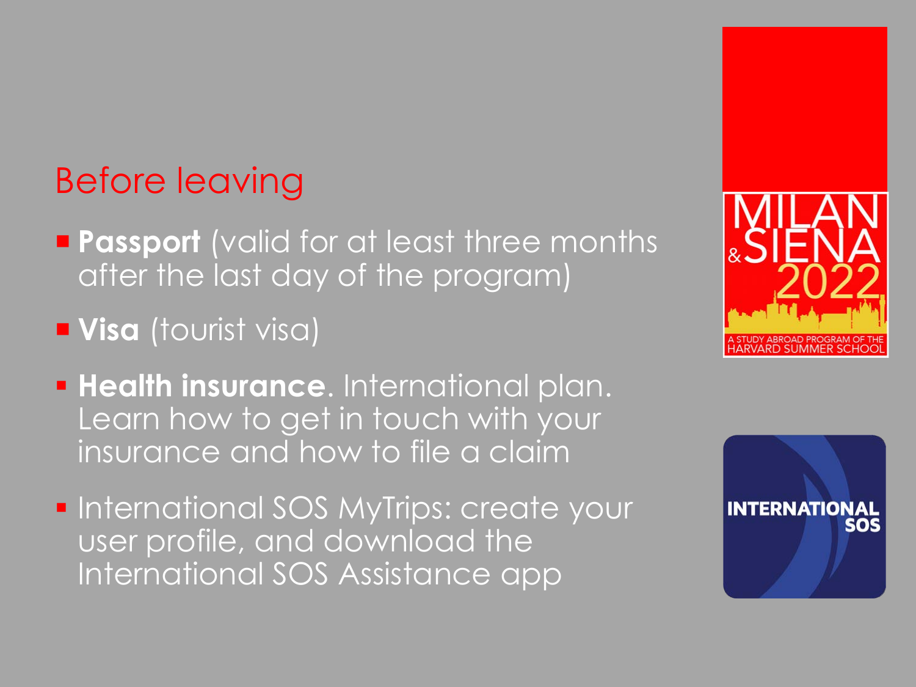## Before leaving

- **Passport** (valid for at least three months after the last day of the program)
- **Visa** (tourist visa)
- **Health insurance**. International plan. Learn how to get in touch with your insurance and how to file a claim
- International SOS MyTrips: create your user profile, and download the International SOS Assistance app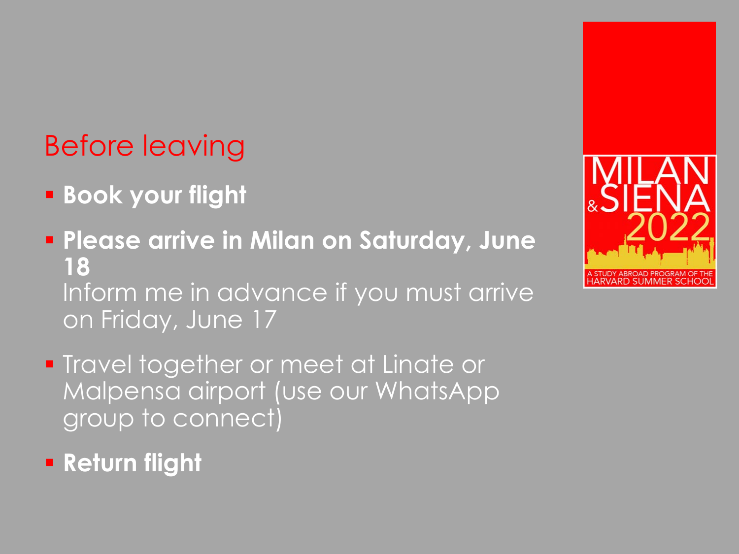## Before leaving

- **Book your flight**
- **Please arrive in Milan on Saturday, June 18**
  Inform me in advance if you must arrive on Friday, June 17
- Travel together or meet at Linate or Malpensa airport (use our WhatsApp group to connect)
- **Return flight**

MILAN & SIENA 2022

A STUDY ABROAD PROGRAM OF THE HARVARD SUMMER SCHOOL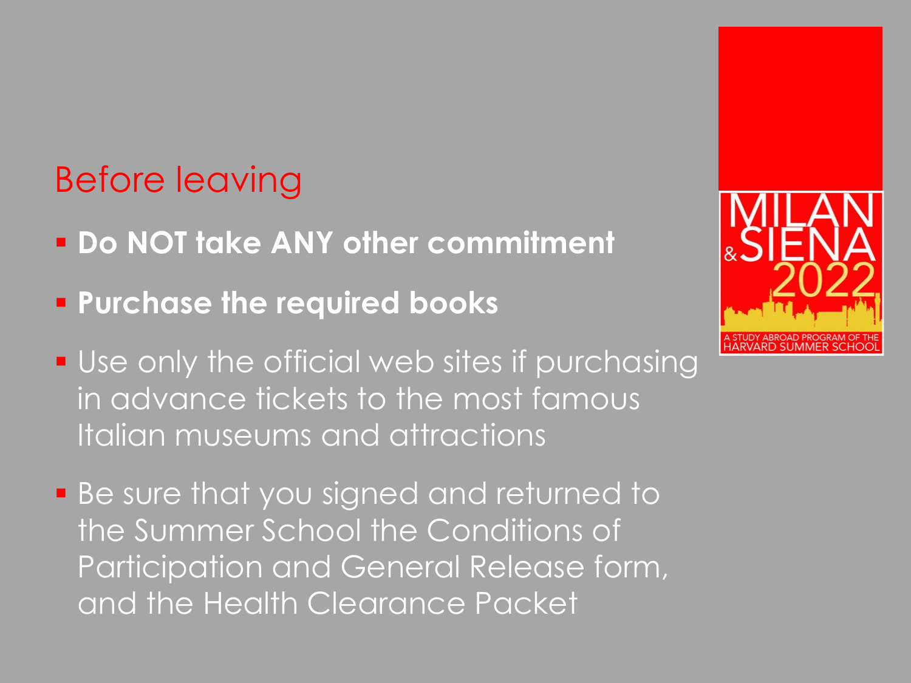## Before leaving

- **Do NOT take ANY other commitment**
- **Purchase the required books**
- Use only the official web sites if purchasing in advance tickets to the most famous Italian museums and attractions
- Be sure that you signed and returned to the Summer School the Conditions of Participation and General Release form, and the Health Clearance Packet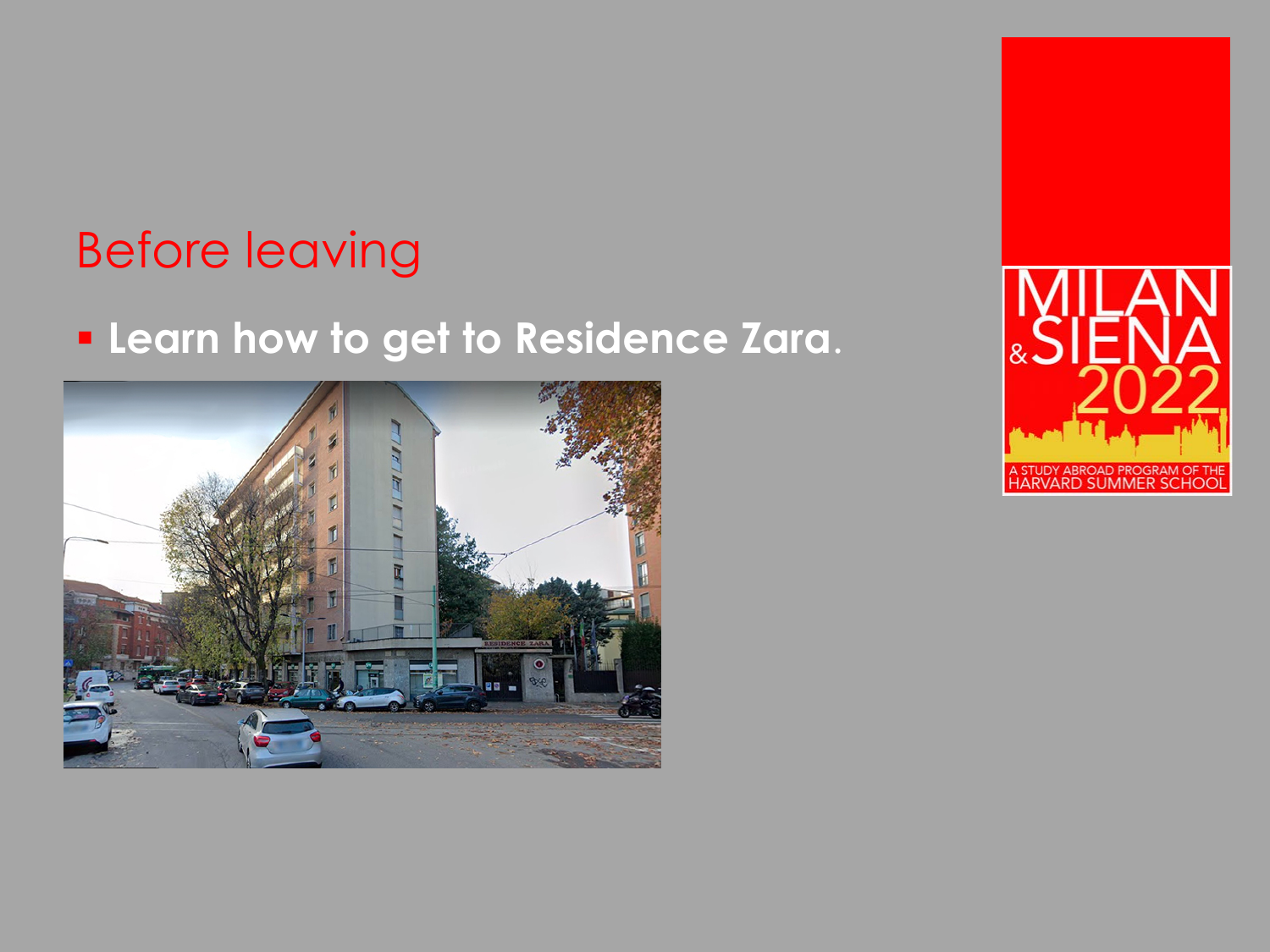# Before leaving

- **Learn how to get to Residence Zara**.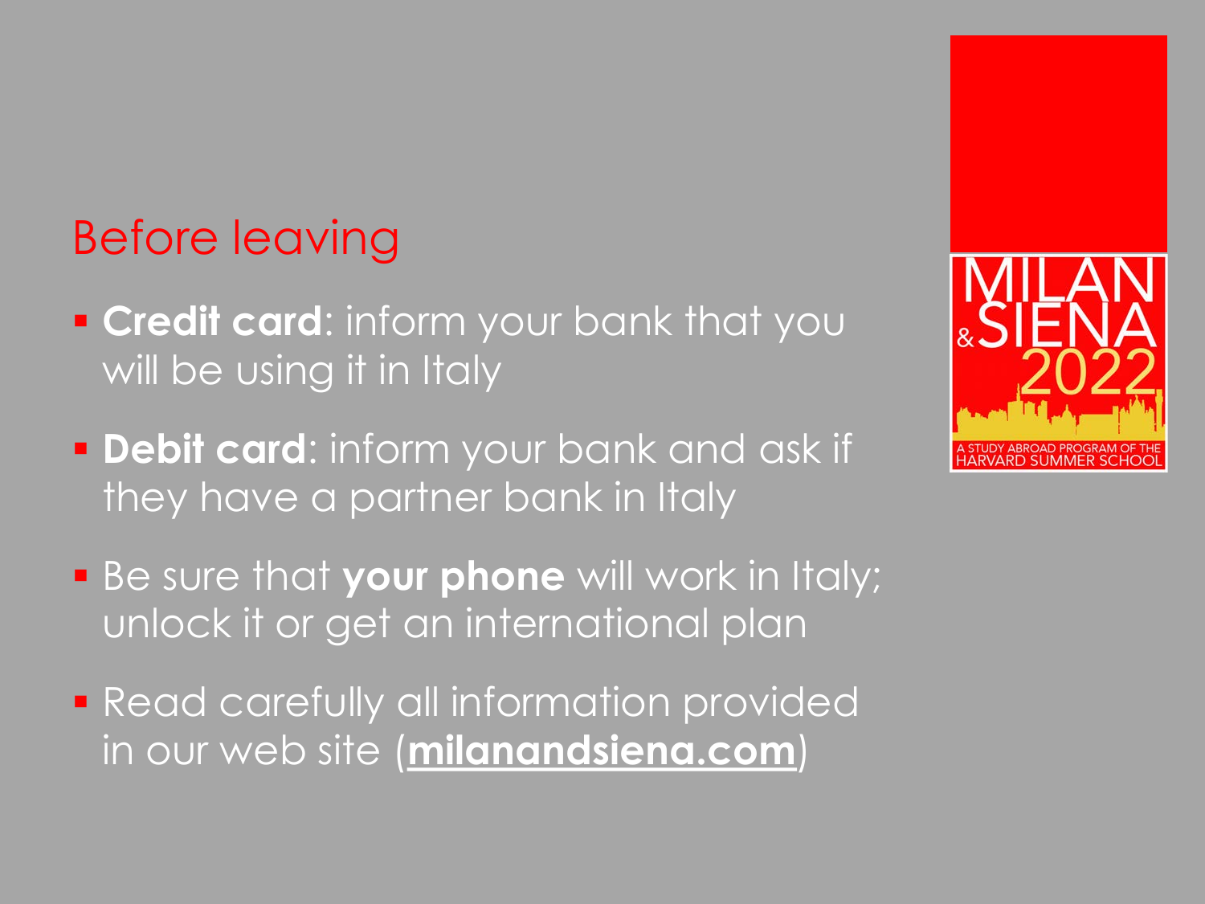## Before leaving

- **Credit card**: inform your bank that you will be using it in Italy
- **Debit card**: inform your bank and ask if they have a partner bank in Italy
- Be sure that **your phone** will work in Italy; unlock it or get an international plan
- Read carefully all information provided in our web site (**milanandsiena.com**)

MILAN & SIENA 2022

A STUDY ABROAD PROGRAM OF THE HARVARD SUMMER SCHOOL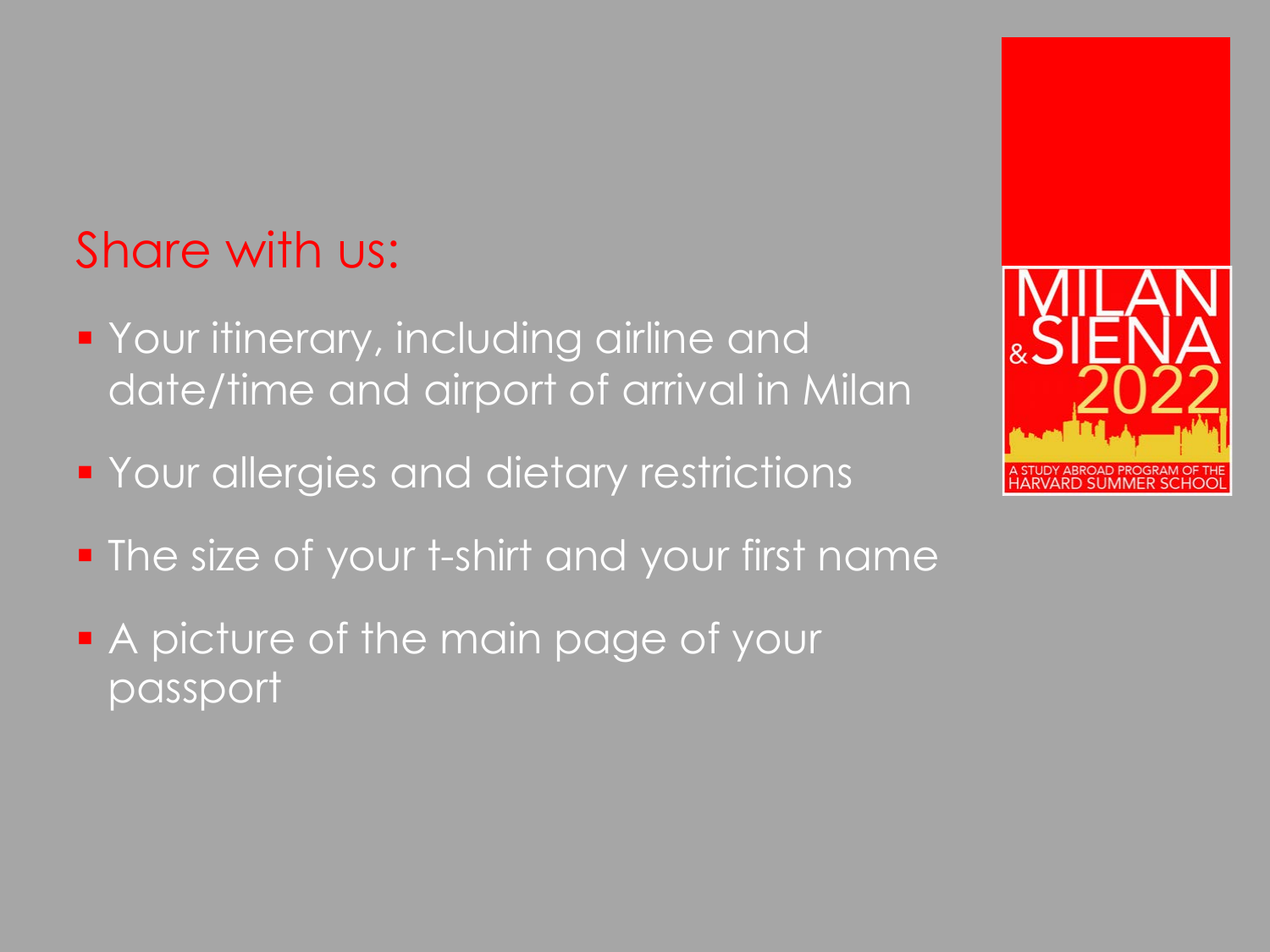## Share with us:

- Your itinerary, including airline and date/time and airport of arrival in Milan
- Your allergies and dietary restrictions
- The size of your t-shirt and your first name
- A picture of the main page of your passport

MILAN & SIENA 2022

A STUDY ABROAD PROGRAM OF THE HARVARD SUMMER SCHOOL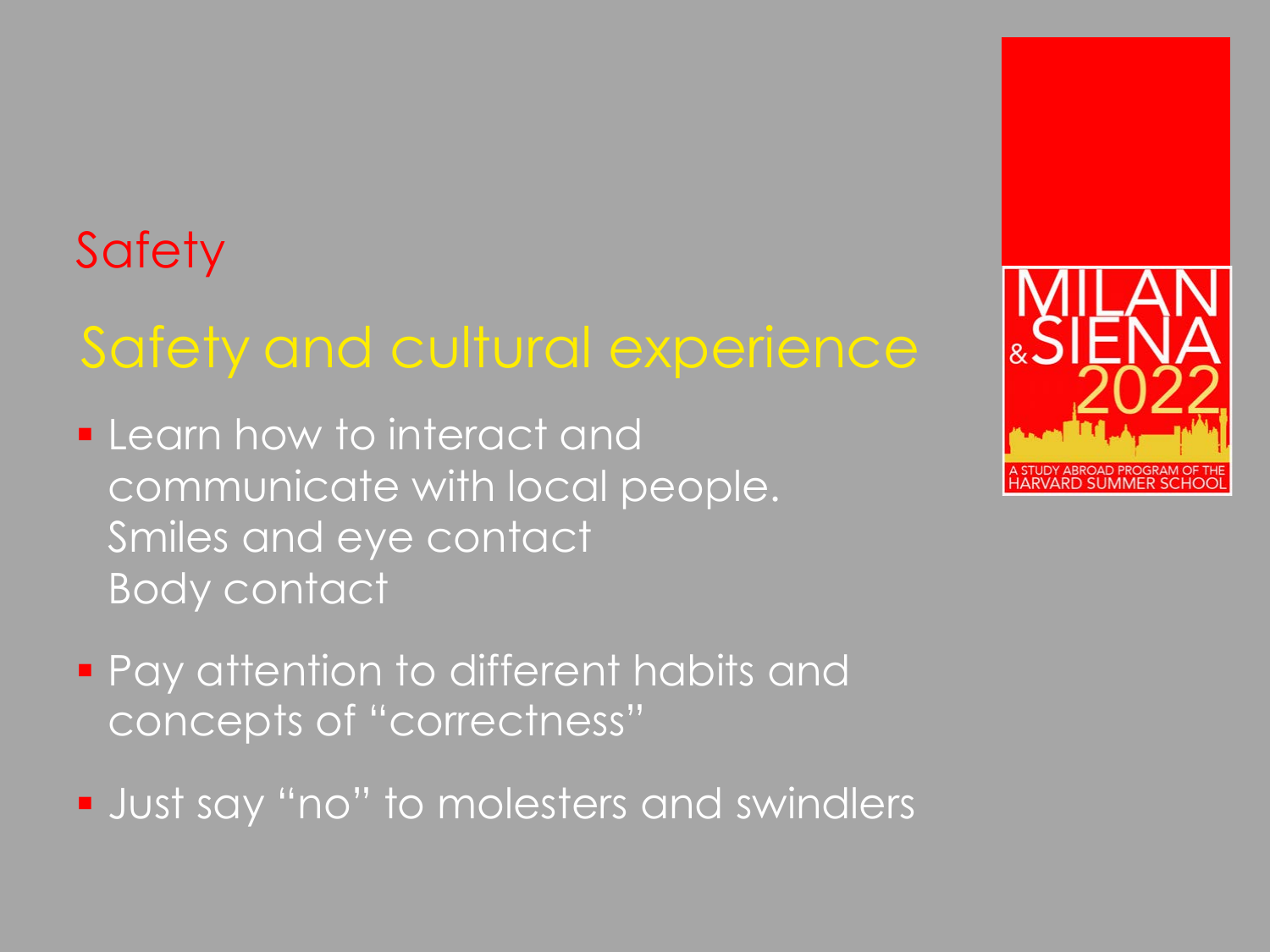# Safety

## Safety and cultural experience

- Learn how to interact and communicate with local people.
  Smiles and eye contact
  Body contact
- Pay attention to different habits and concepts of "correctness"
- Just say "no" to molesters and swindlers

MILAN & SIENA 2022

A STUDY ABROAD PROGRAM OF THE HARVARD SUMMER SCHOOL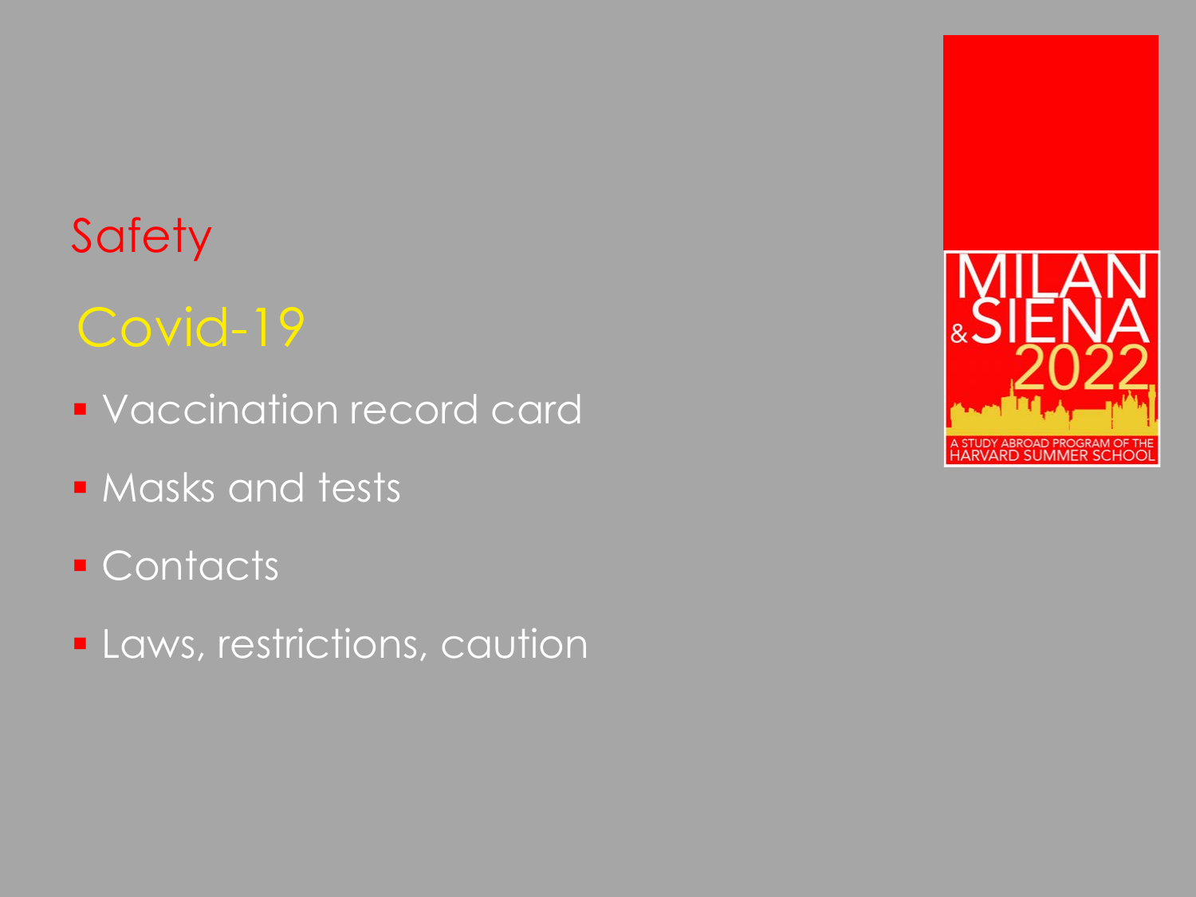# Safety

## Covid-19

- Vaccination record card
- Masks and tests
- Contacts
- Laws, restrictions, caution

MILAN & SIENA 2022

A STUDY ABROAD PROGRAM OF THE HARVARD SUMMER SCHOOL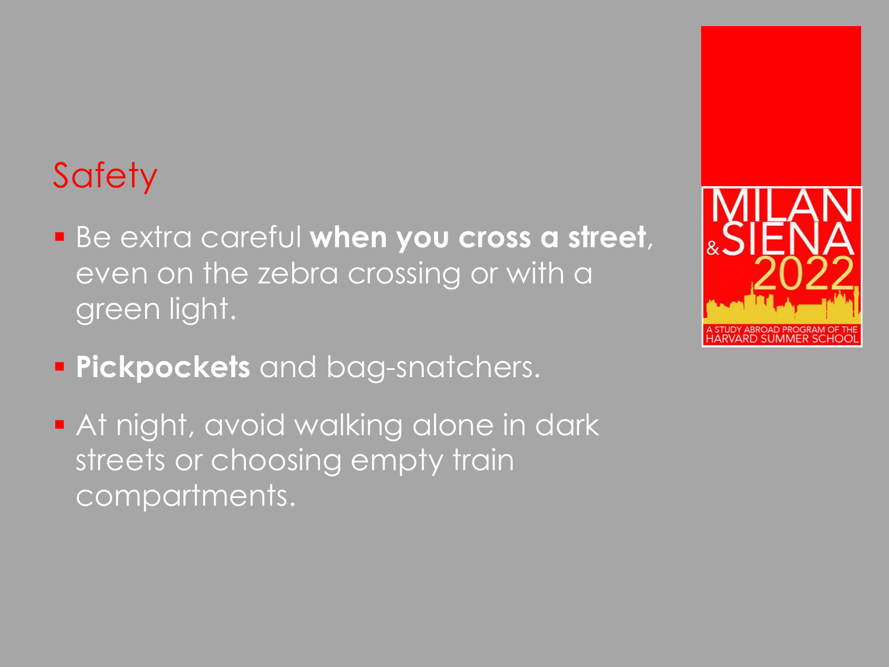# Safety

- Be extra careful **when you cross a street**, even on the zebra crossing or with a green light.
- **Pickpockets** and bag-snatchers.
- At night, avoid walking alone in dark streets or choosing empty train compartments.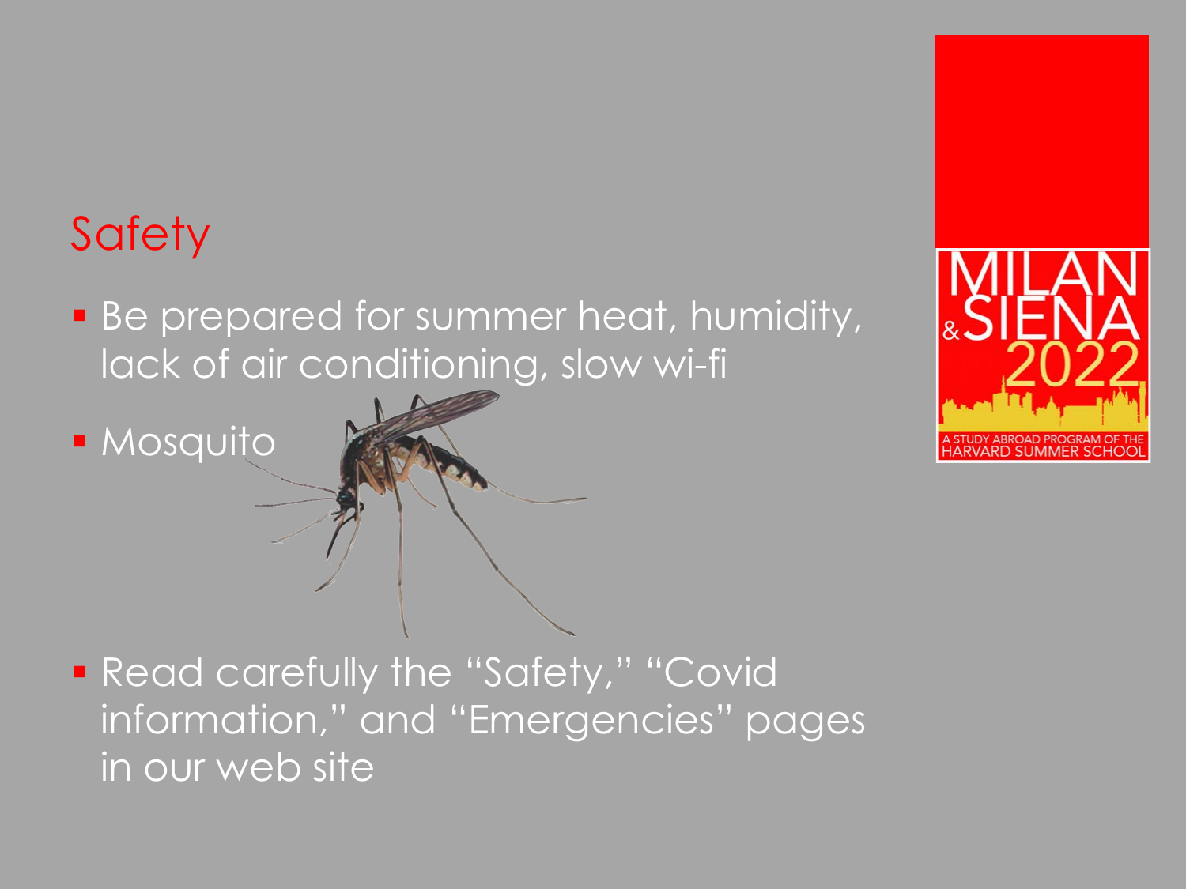## Safety

- Be prepared for summer heat, humidity, lack of air conditioning, slow wi-fi
- Mosquito
- Read carefully the "Safety," "Covid information," and "Emergencies" pages in our web site

MILAN & SIENA 2022

A STUDY ABROAD PROGRAM OF THE HARVARD SUMMER SCHOOL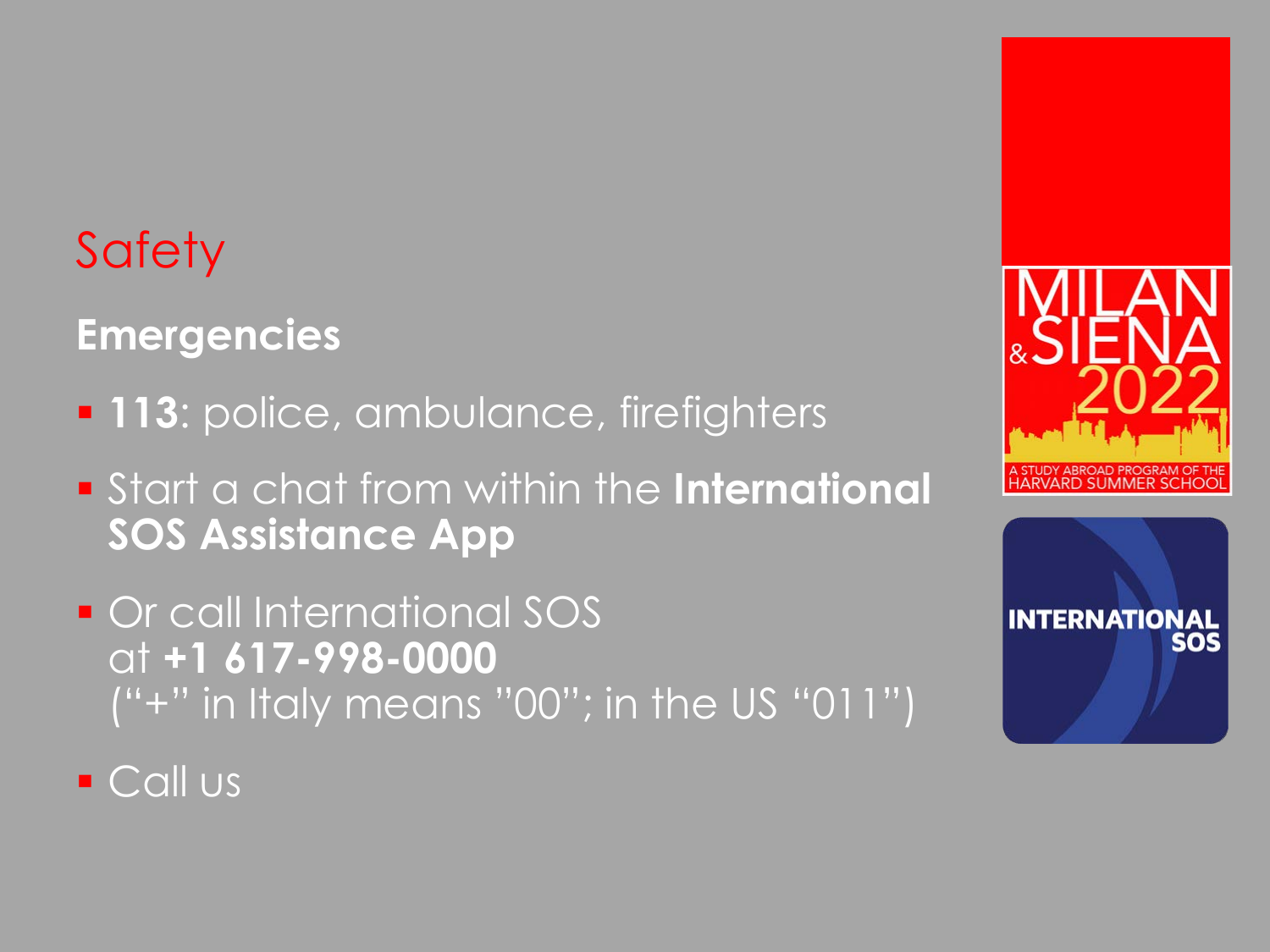# Safety

## Emergencies

- **113**: police, ambulance, firefighters
- Start a chat from within the **International SOS Assistance App**
- Or call International SOS at **+1 617-998-0000** ("+" in Italy means "00"; in the US "011")
- Call us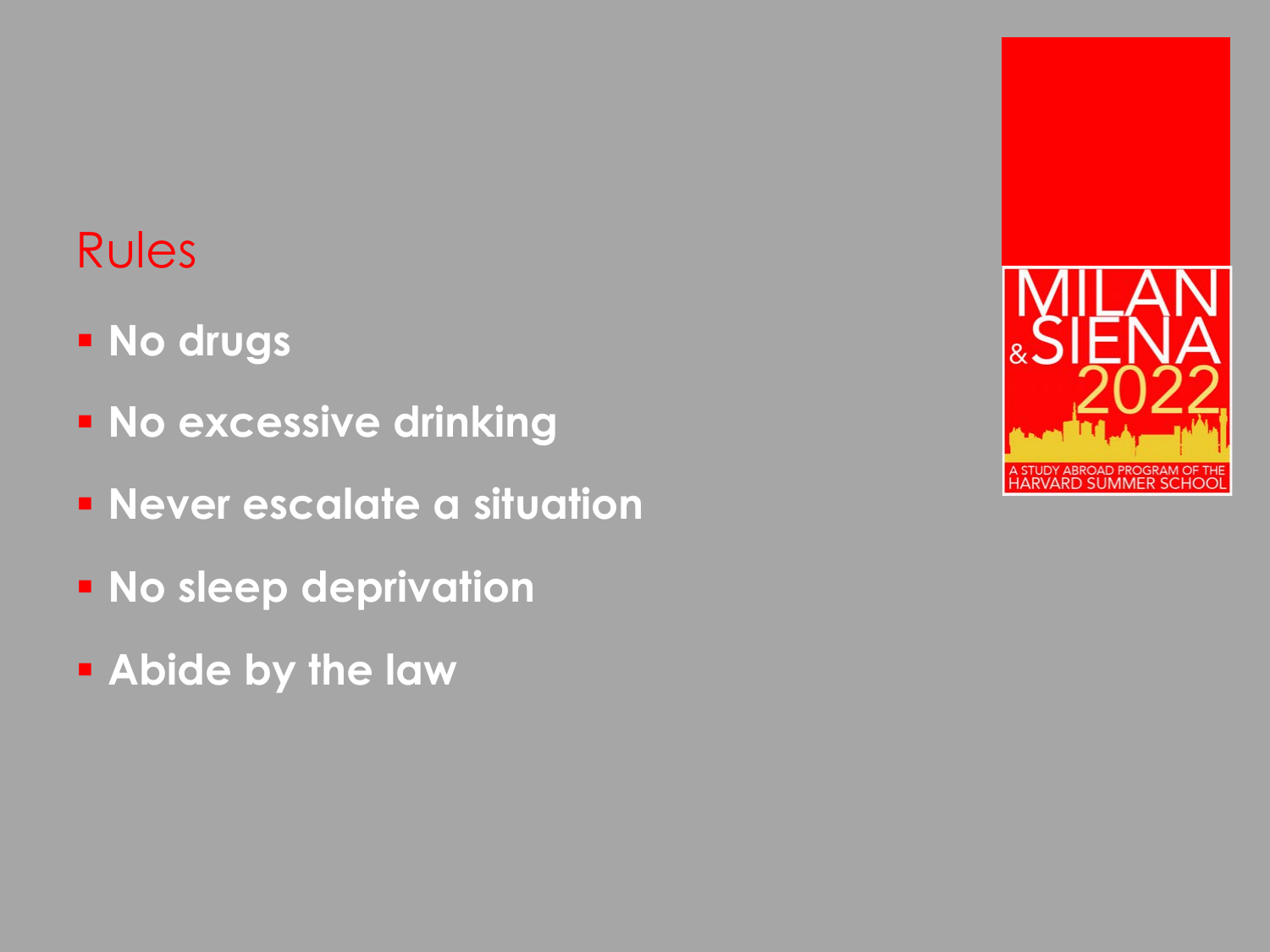# Rules

- **No drugs**
- **No excessive drinking**
- **Never escalate a situation**
- **No sleep deprivation**
- **Abide by the law**

MILAN & SIENA 2022

A STUDY ABROAD PROGRAM OF THE HARVARD SUMMER SCHOOL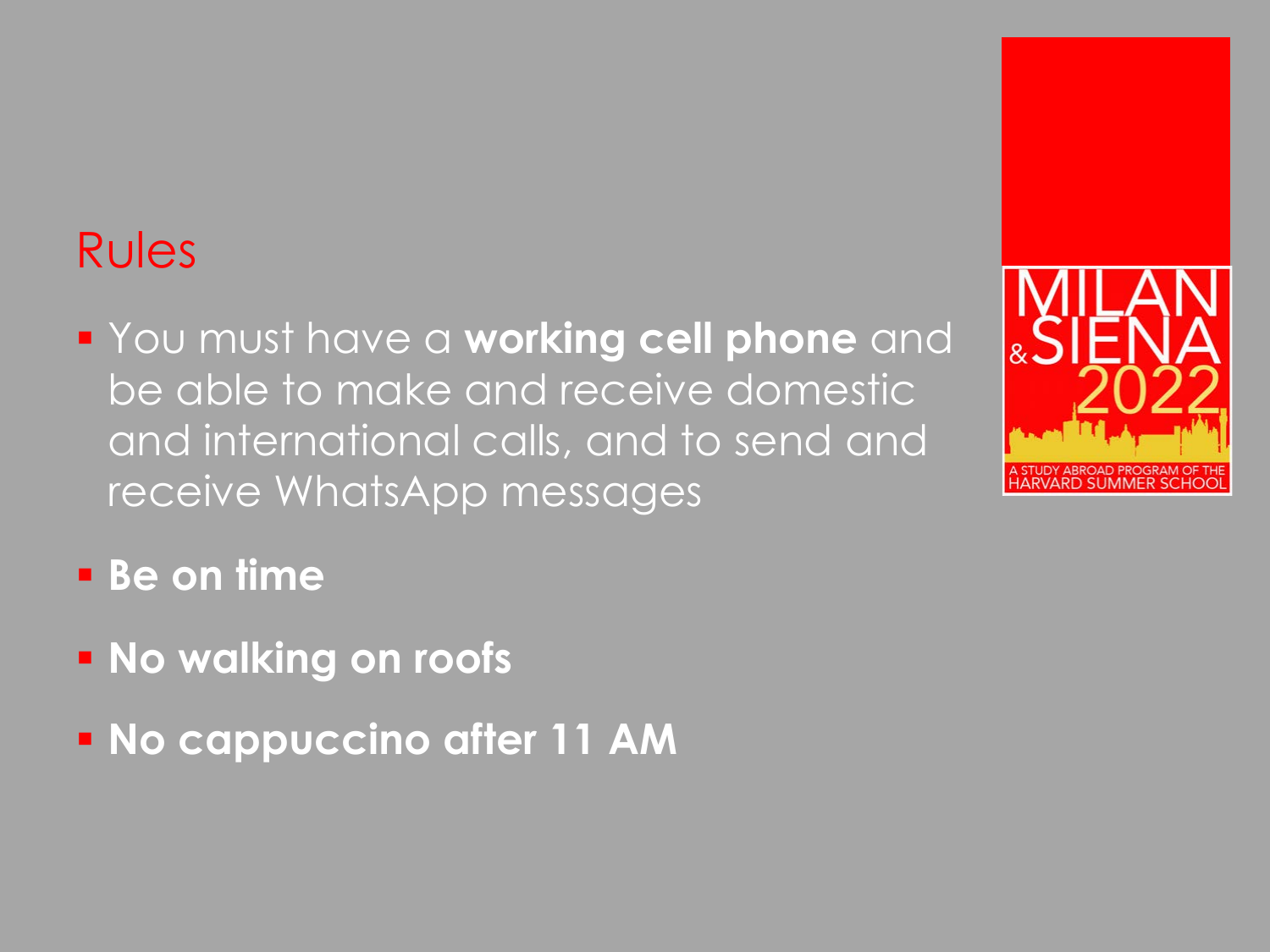# Rules

- You must have a **working cell phone** and be able to make and receive domestic and international calls, and to send and receive WhatsApp messages
- **Be on time**
- **No walking on roofs**
- **No cappuccino after 11 AM**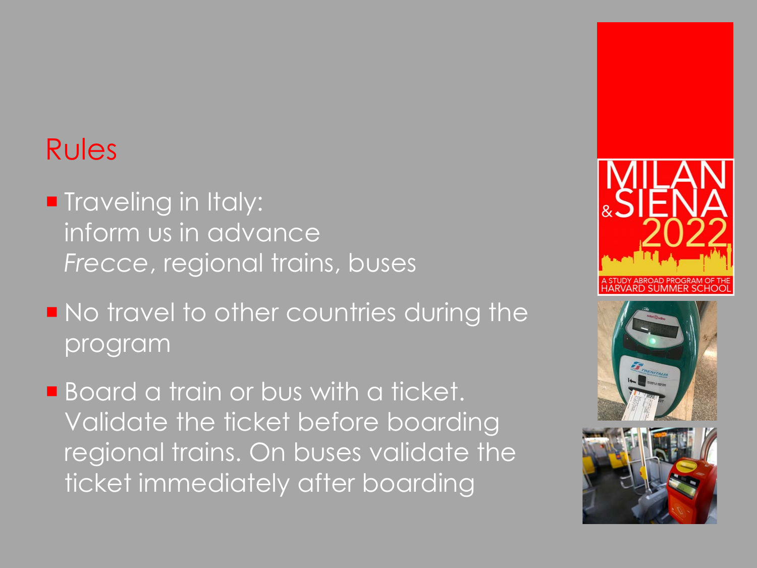## Rules

- Traveling in Italy:
  inform us in advance
  *Frecce*, regional trains, buses
- No travel to other countries during the program
- Board a train or bus with a ticket. Validate the ticket before boarding regional trains. On buses validate the ticket immediately after boarding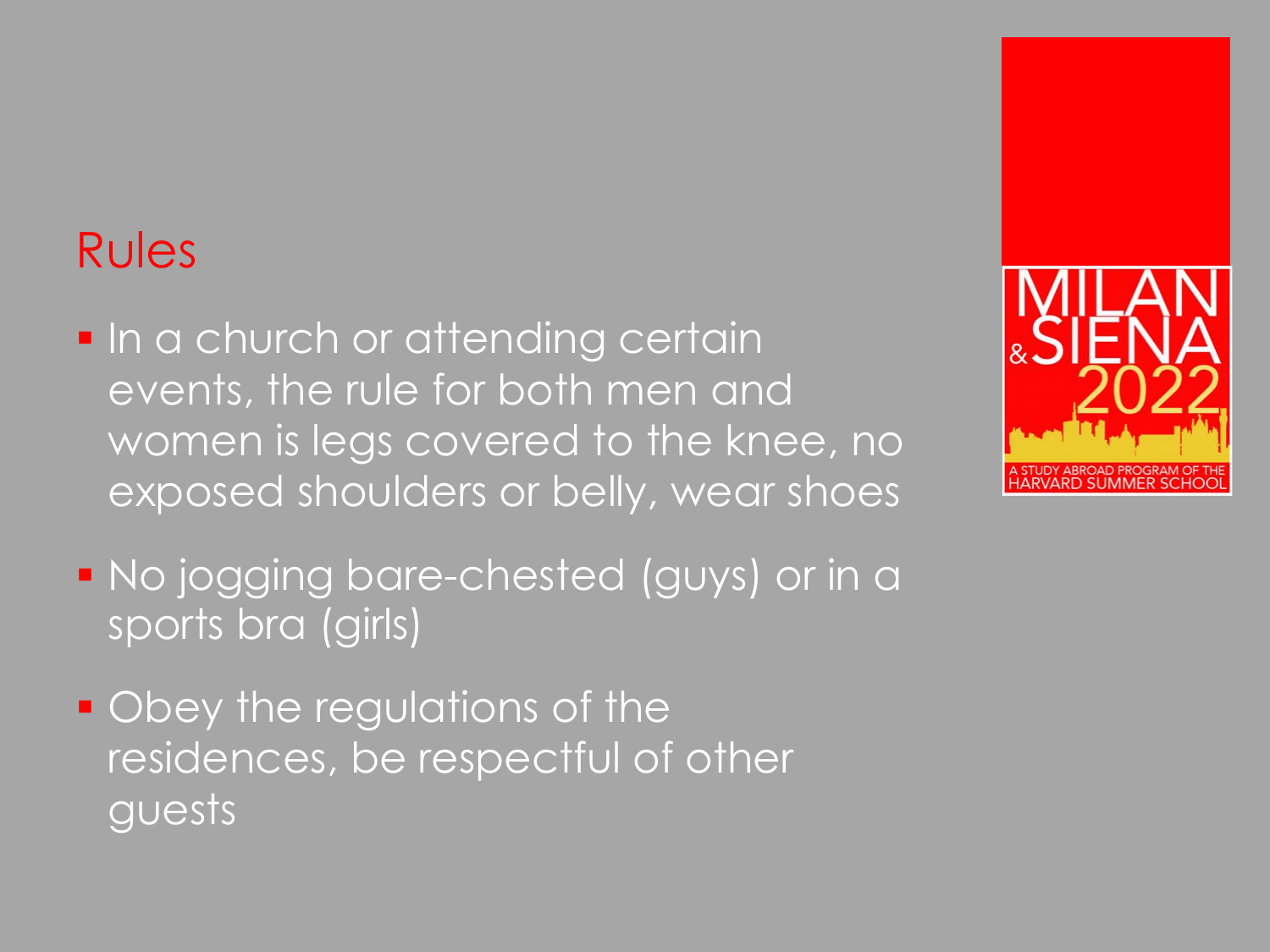## Rules

- In a church or attending certain events, the rule for both men and women is legs covered to the knee, no exposed shoulders or belly, wear shoes
- No jogging bare-chested (guys) or in a sports bra (girls)
- Obey the regulations of the residences, be respectful of other guests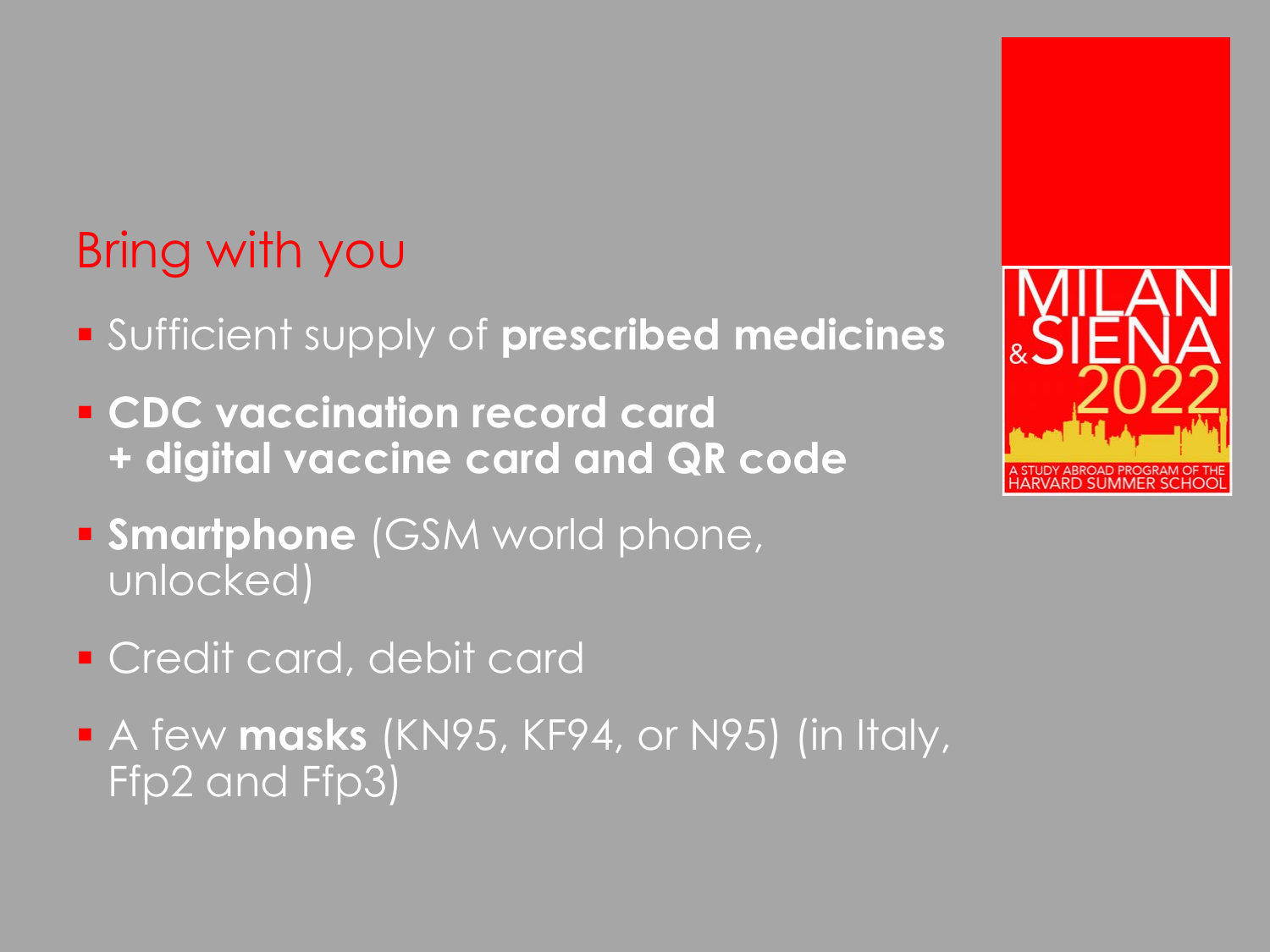## Bring with you

- Sufficient supply of **prescribed medicines**
- **CDC vaccination record card + digital vaccine card and QR code**
- **Smartphone** (GSM world phone, unlocked)
- Credit card, debit card
- A few **masks** (KN95, KF94, or N95) (in Italy, Ffp2 and Ffp3)

MILAN & SIENA 2022

A STUDY ABROAD PROGRAM OF THE HARVARD SUMMER SCHOOL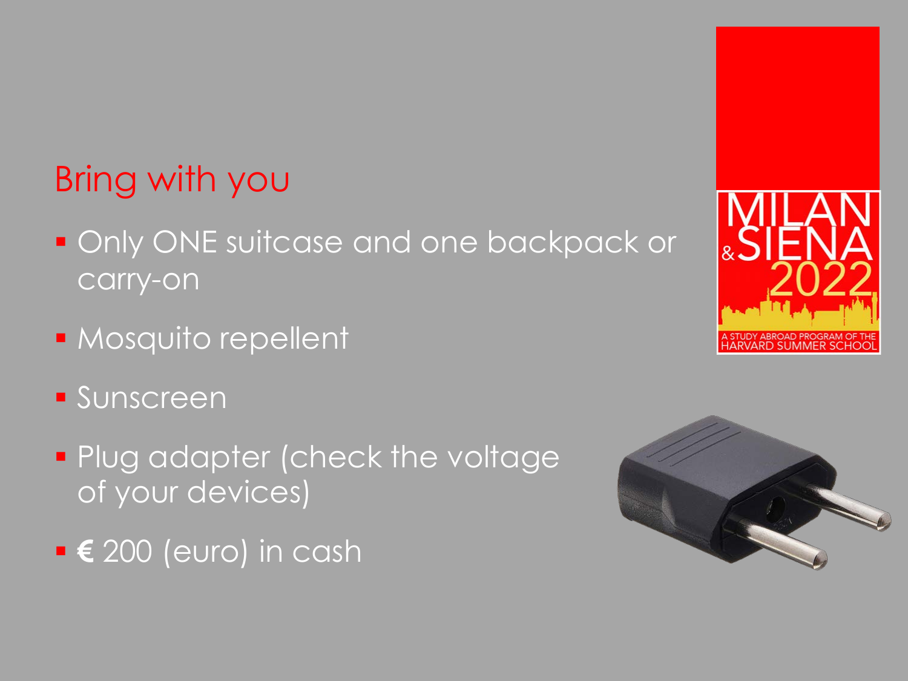## Bring with you

- Only ONE suitcase and one backpack or carry-on
- Mosquito repellent
- Sunscreen
- Plug adapter (check the voltage of your devices)
- **€** 200 (euro) in cash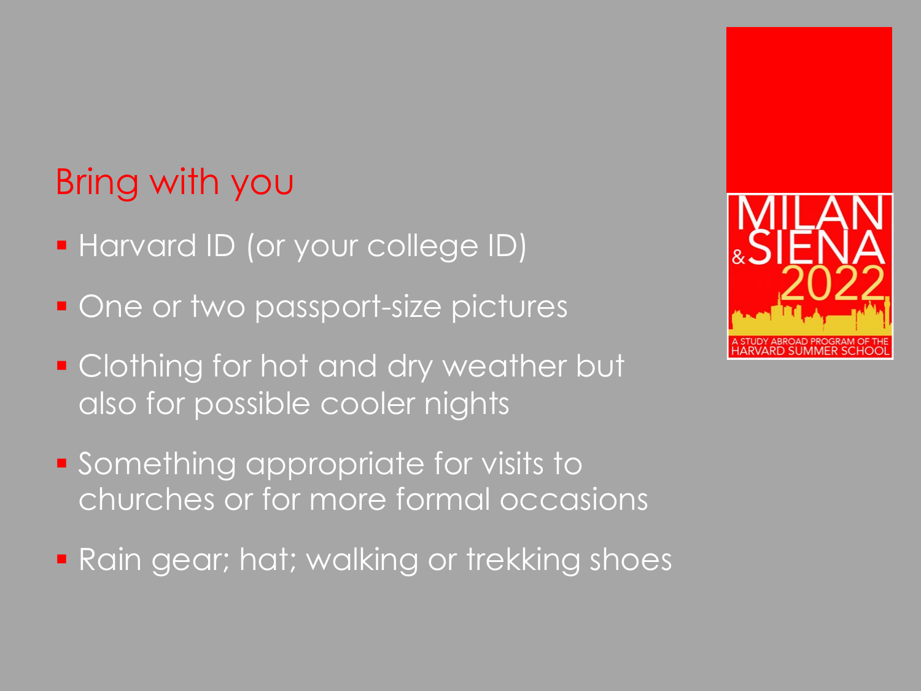## Bring with you

- Harvard ID (or your college ID)
- One or two passport-size pictures
- Clothing for hot and dry weather but also for possible cooler nights
- Something appropriate for visits to churches or for more formal occasions
- Rain gear; hat; walking or trekking shoes

MILAN & SIENA 2022

A STUDY ABROAD PROGRAM OF THE HARVARD SUMMER SCHOOL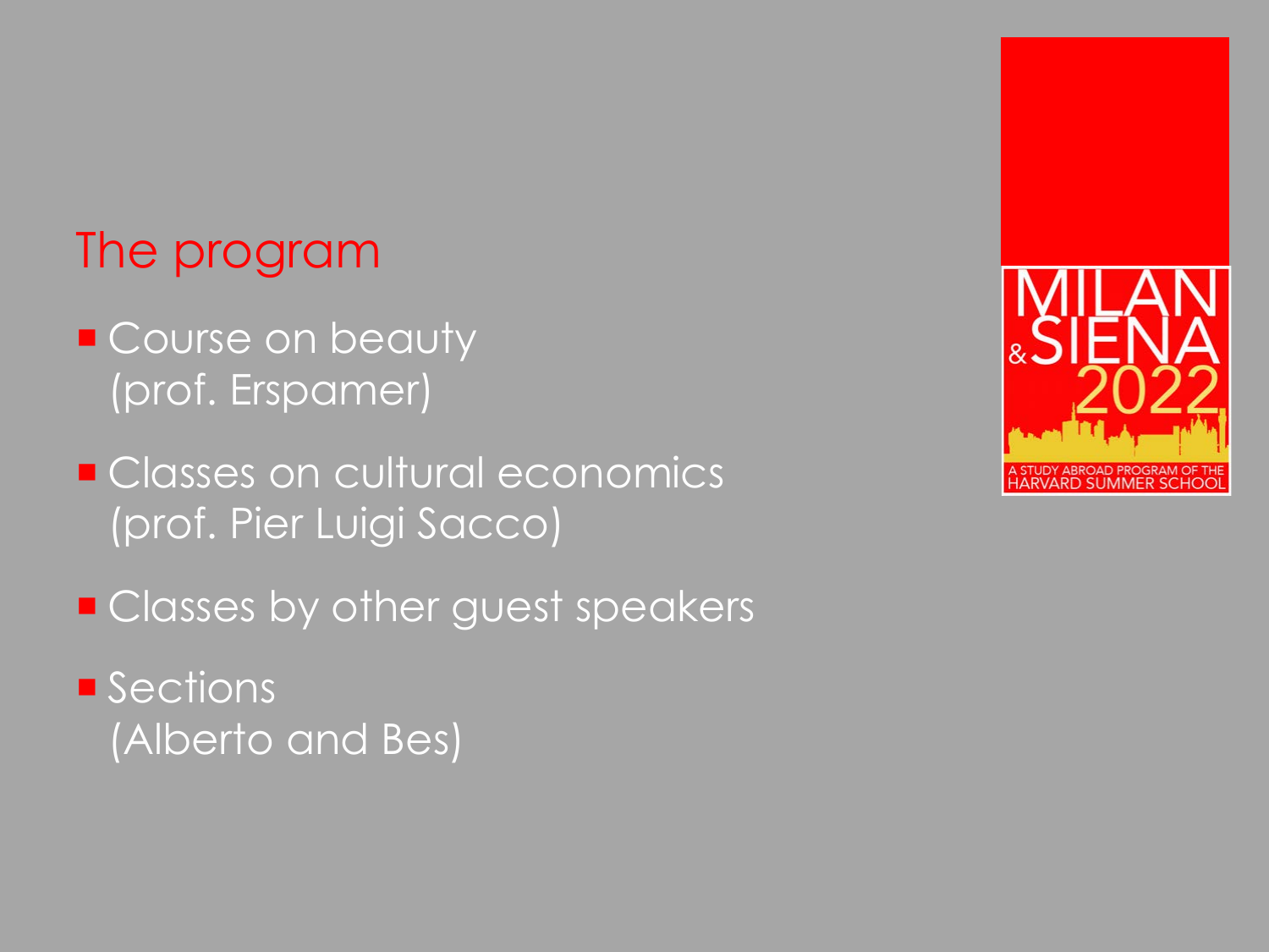# The program

- Course on beauty (prof. Erspamer)
- Classes on cultural economics (prof. Pier Luigi Sacco)
- Classes by other guest speakers
- Sections (Alberto and Bes)

MILAN & SIENA 2022

A STUDY ABROAD PROGRAM OF THE HARVARD SUMMER SCHOOL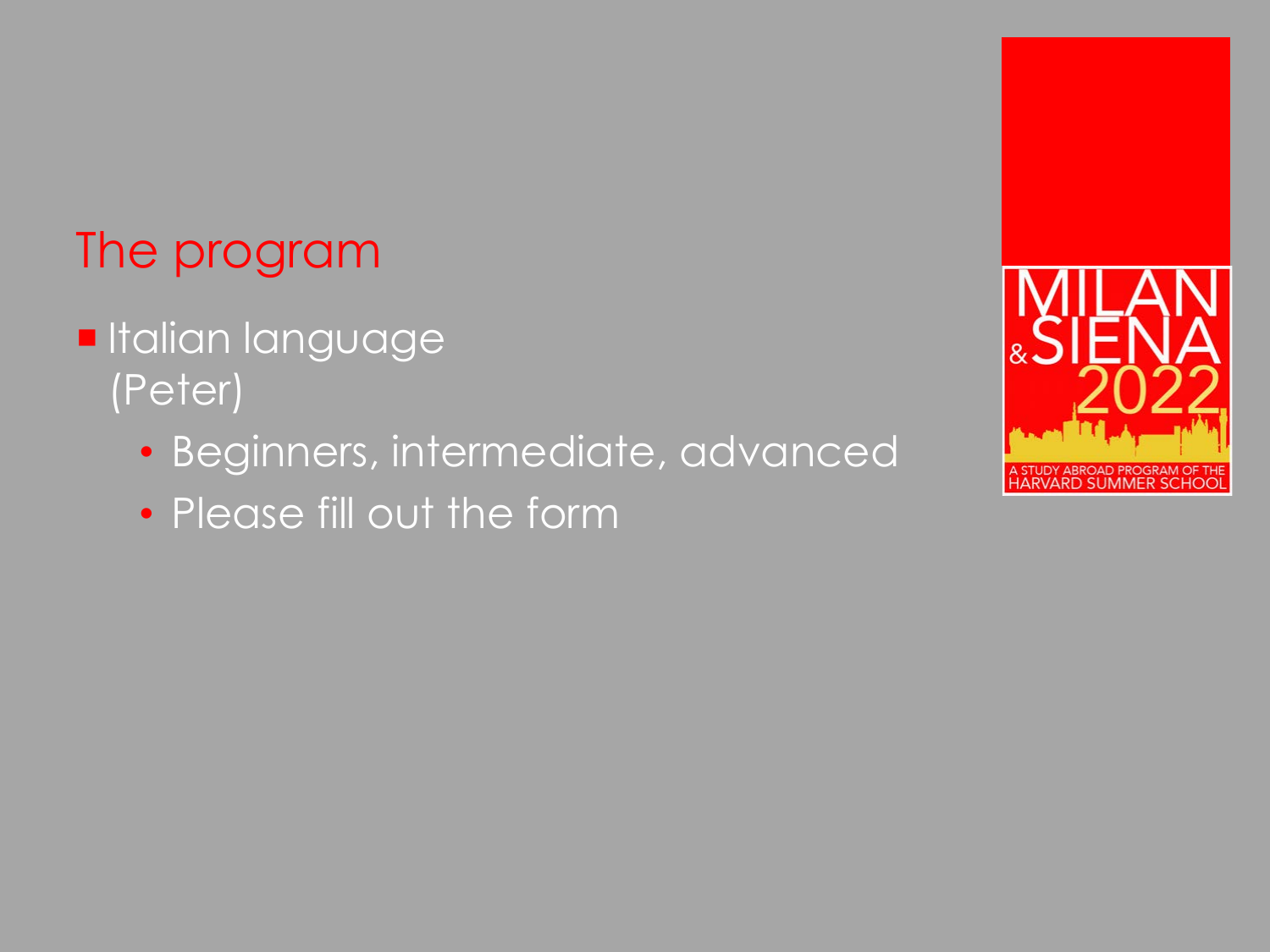## The program

- Italian language (Peter)
  - Beginners, intermediate, advanced
  - Please fill out the form

MILAN & SIENA 2022

A STUDY ABROAD PROGRAM OF THE HARVARD SUMMER SCHOOL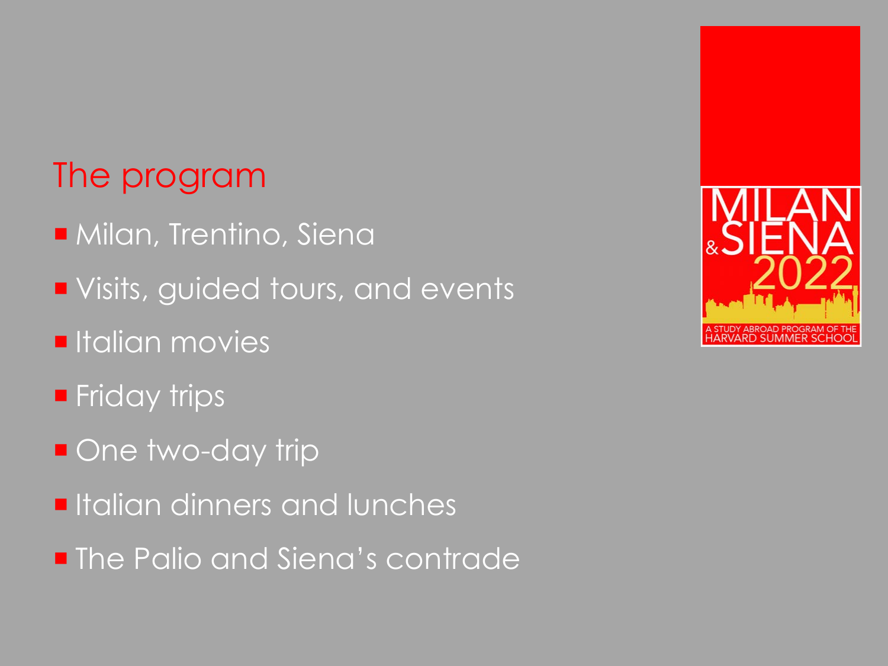## The program

- Milan, Trentino, Siena
- Visits, guided tours, and events
- Italian movies
- Friday trips
- One two-day trip
- Italian dinners and lunches
- The Palio and Siena's contrade

MILAN & SIENA 2022

A STUDY ABROAD PROGRAM OF THE HARVARD SUMMER SCHOOL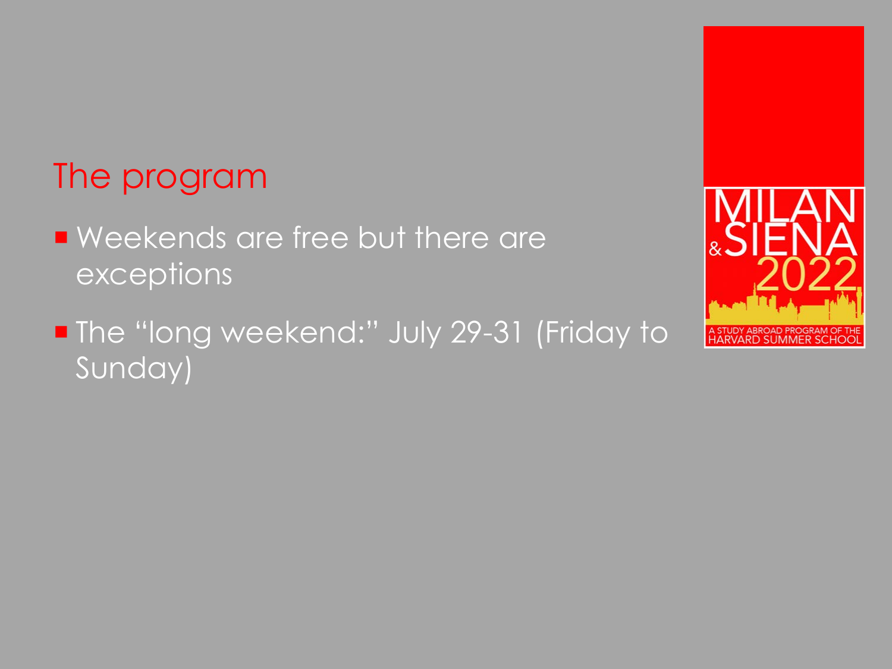## The program

- Weekends are free but there are exceptions
- The "long weekend:" July 29-31 (Friday to Sunday)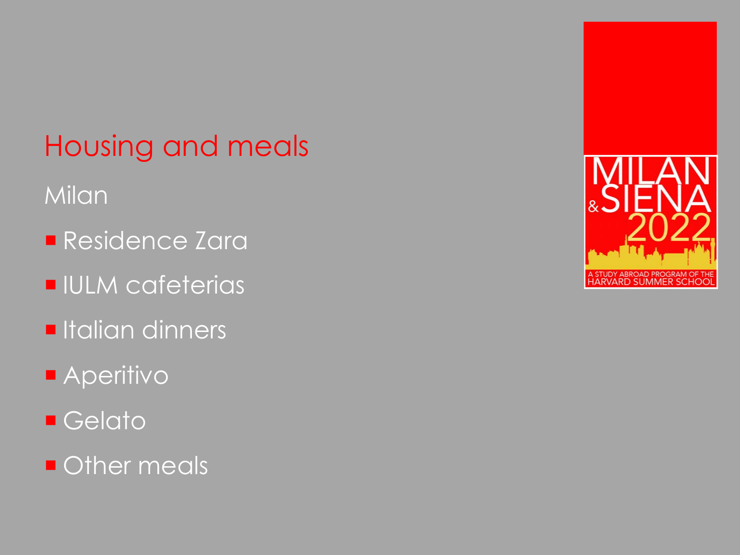# Housing and meals

Milan

- Residence Zara
- IULM cafeterias
- Italian dinners
- Aperitivo
- Gelato
- Other meals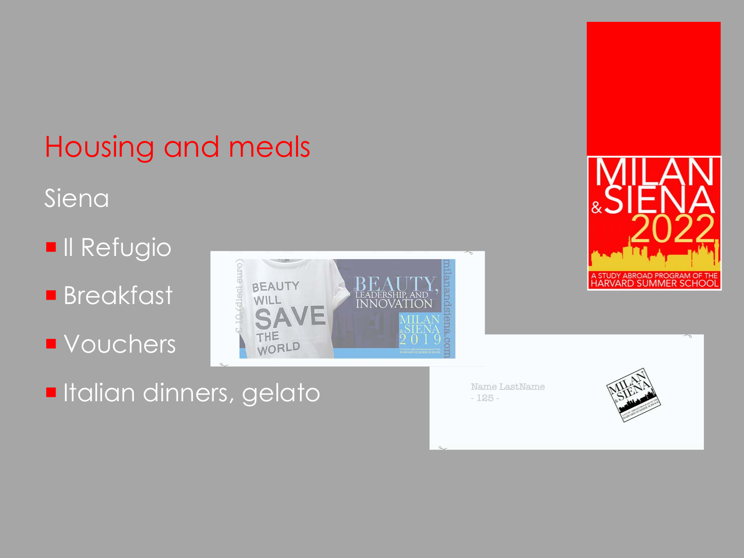# Housing and meals

## Siena

- Il Refugio
- Breakfast
- Vouchers
- Italian dinners, gelato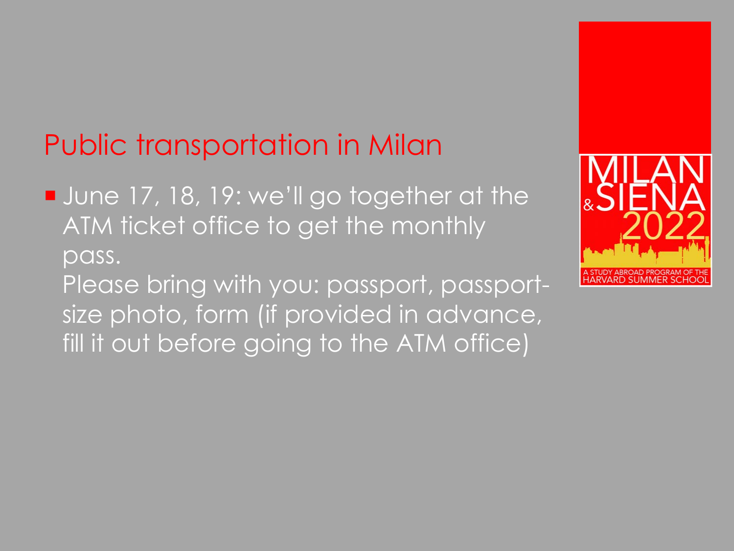# Public transportation in Milan

- June 17, 18, 19: we'll go together at the ATM ticket office to get the monthly pass.
  Please bring with you: passport, passport-size photo, form (if provided in advance, fill it out before going to the ATM office)

MILAN & SIENA 2022

A STUDY ABROAD PROGRAM OF THE HARVARD SUMMER SCHOOL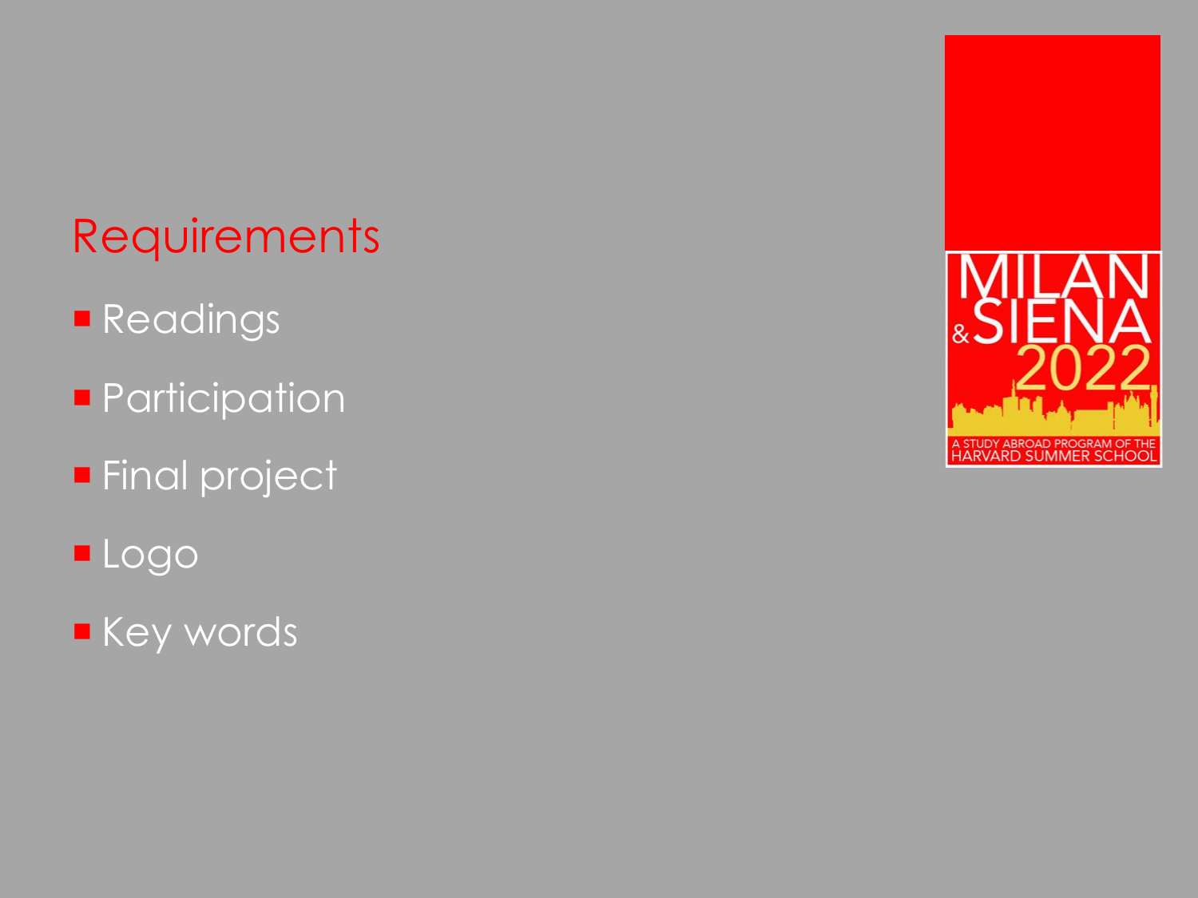## Requirements

- Readings
- Participation
- Final project
- Logo
- Key words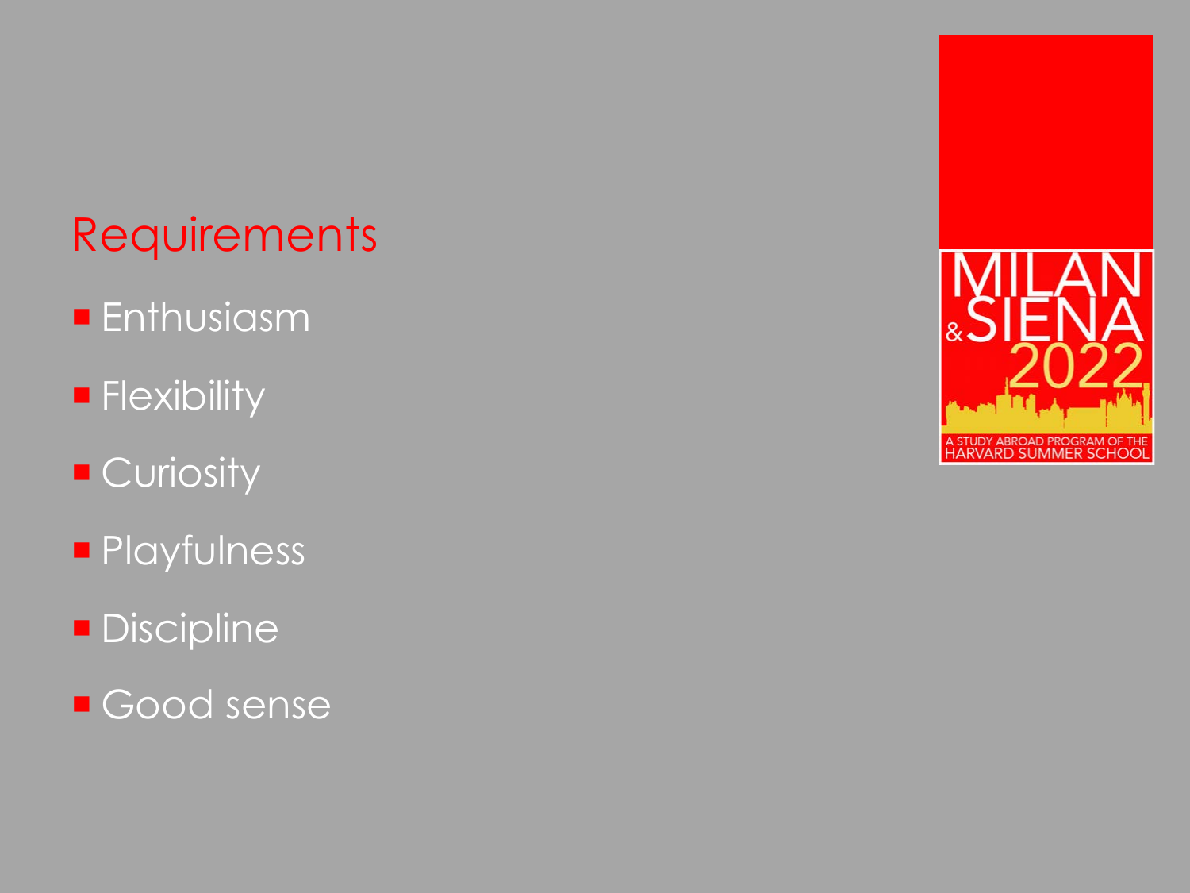## Requirements

- Enthusiasm
- Flexibility
- Curiosity
- Playfulness
- Discipline
- Good sense

MILAN & SIENA 2022

A STUDY ABROAD PROGRAM OF THE HARVARD SUMMER SCHOOL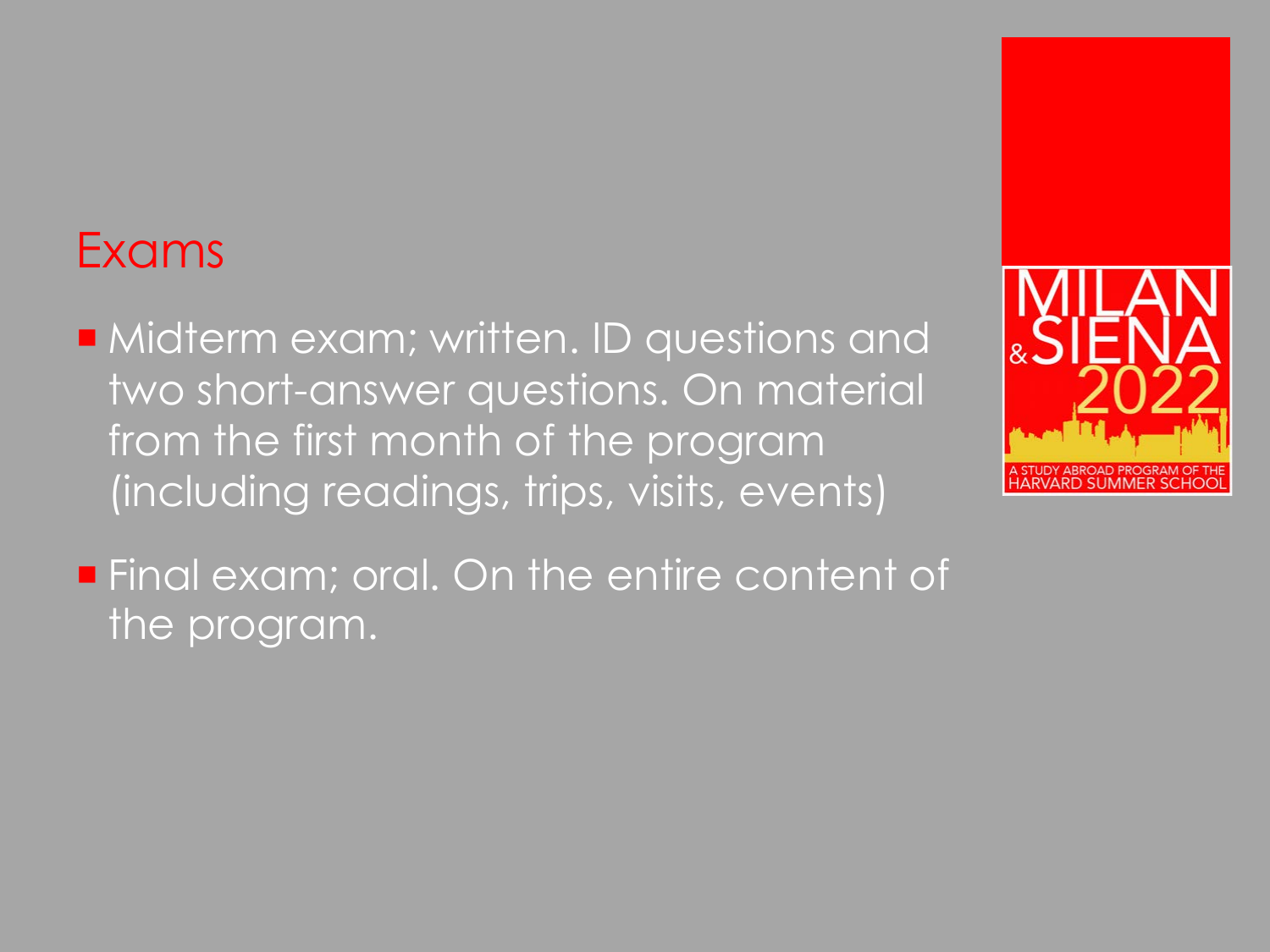## Exams

- Midterm exam; written. ID questions and two short-answer questions. On material from the first month of the program (including readings, trips, visits, events)
- Final exam; oral. On the entire content of the program.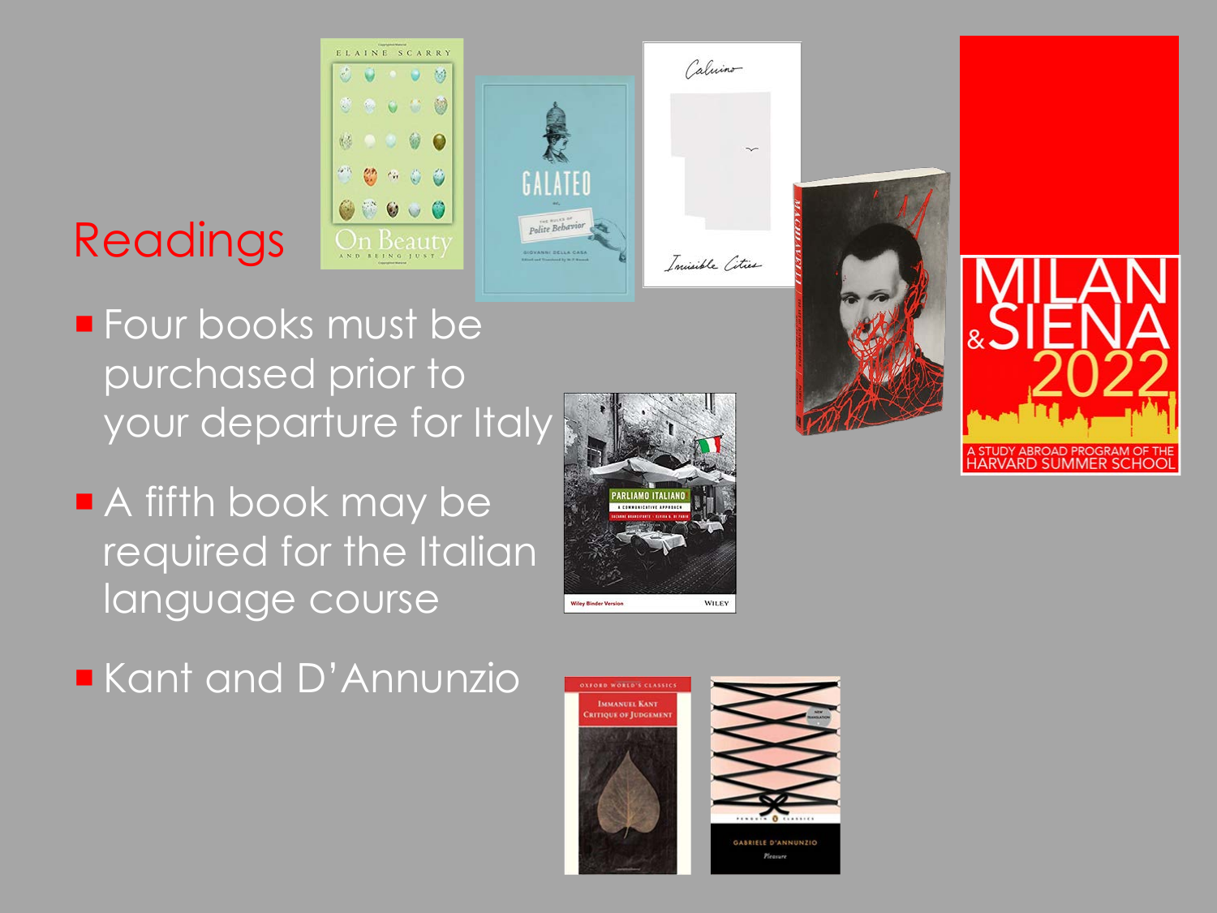# Readings

- Four books must be purchased prior to your departure for Italy
- A fifth book may be required for the Italian language course
- Kant and D'Annunzio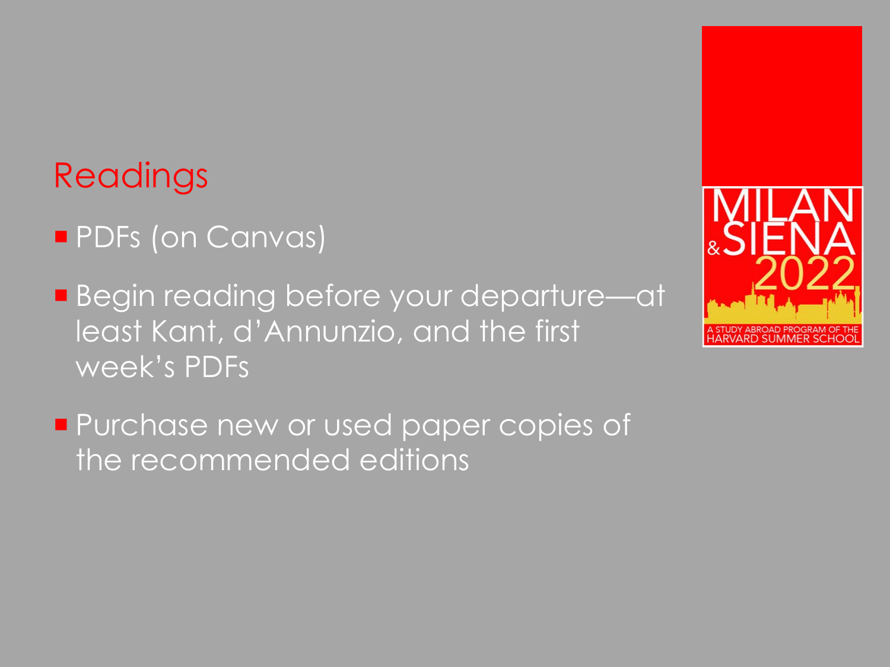## Readings

- PDFs (on Canvas)
- Begin reading before your departure—at least Kant, d'Annunzio, and the first week's PDFs
- Purchase new or used paper copies of the recommended editions

MILAN & SIENA 2022

A STUDY ABROAD PROGRAM OF THE HARVARD SUMMER SCHOOL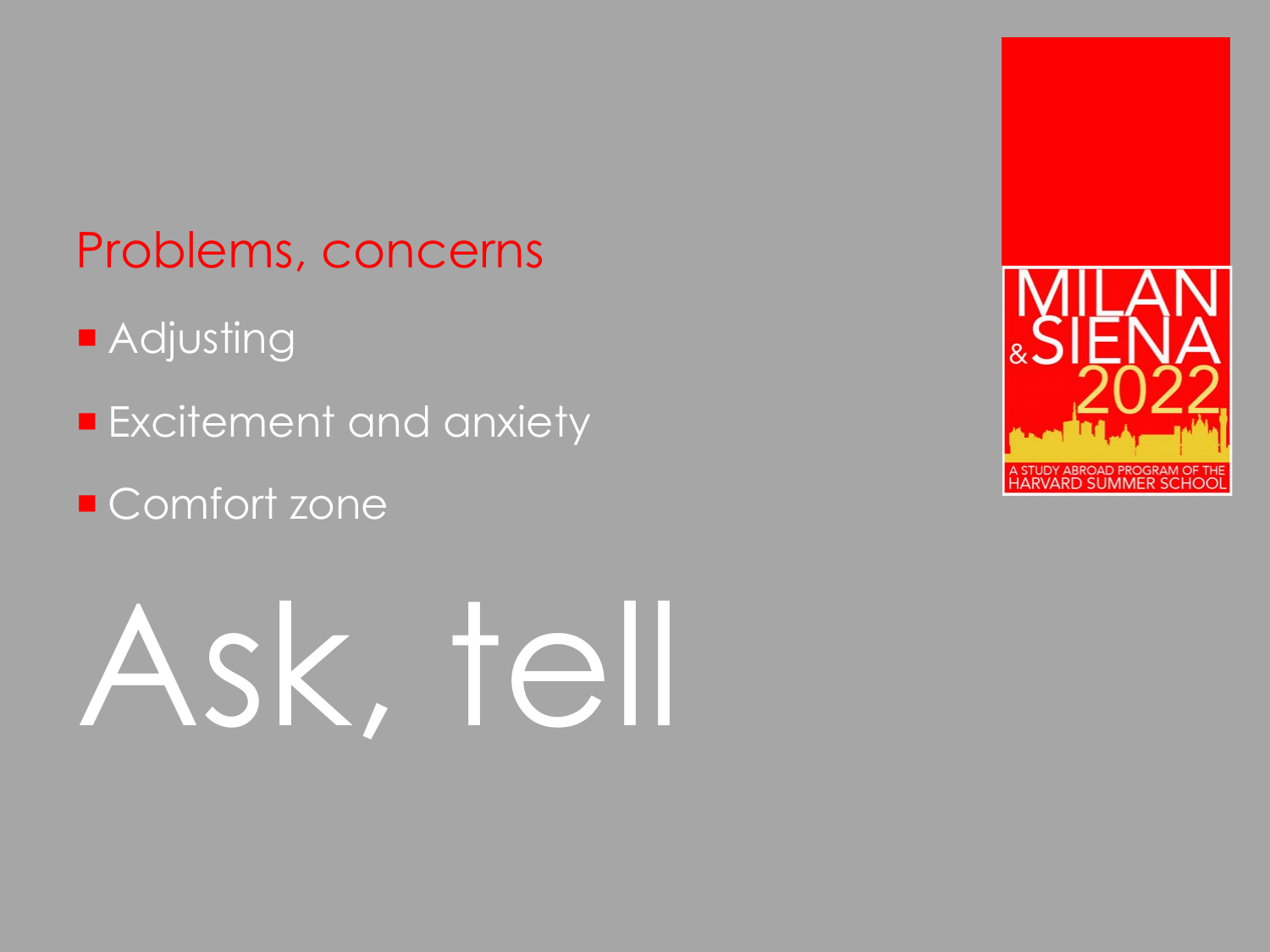## Problems, concerns

- Adjusting
- Excitement and anxiety
- Comfort zone

# Ask, tell

MILAN & SIENA 2022

A STUDY ABROAD PROGRAM OF THE HARVARD SUMMER SCHOOL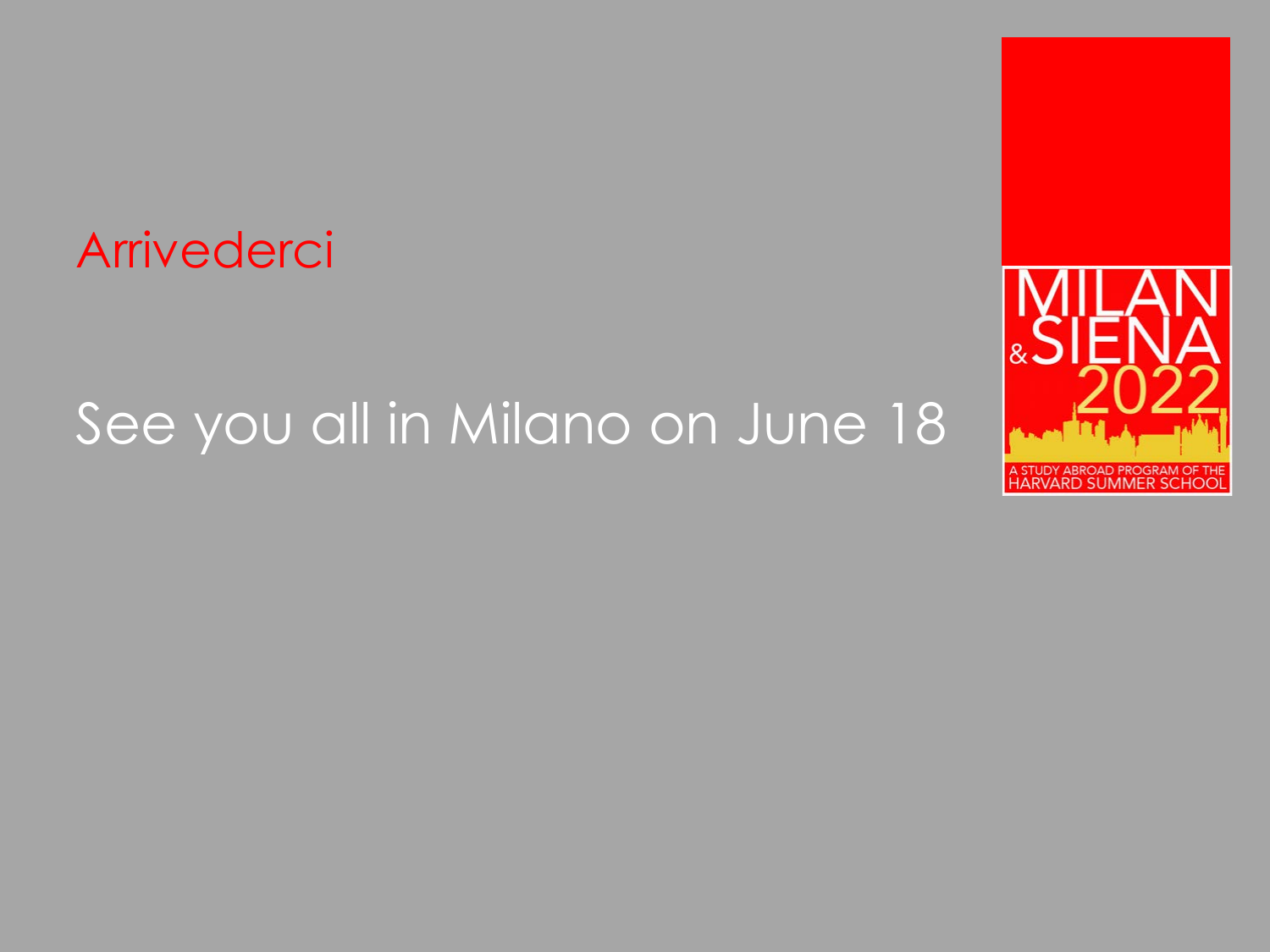# Arrivederci

See you all in Milano on June 18

MILAN & SIENA 2022

A STUDY ABROAD PROGRAM OF THE HARVARD SUMMER SCHOOL